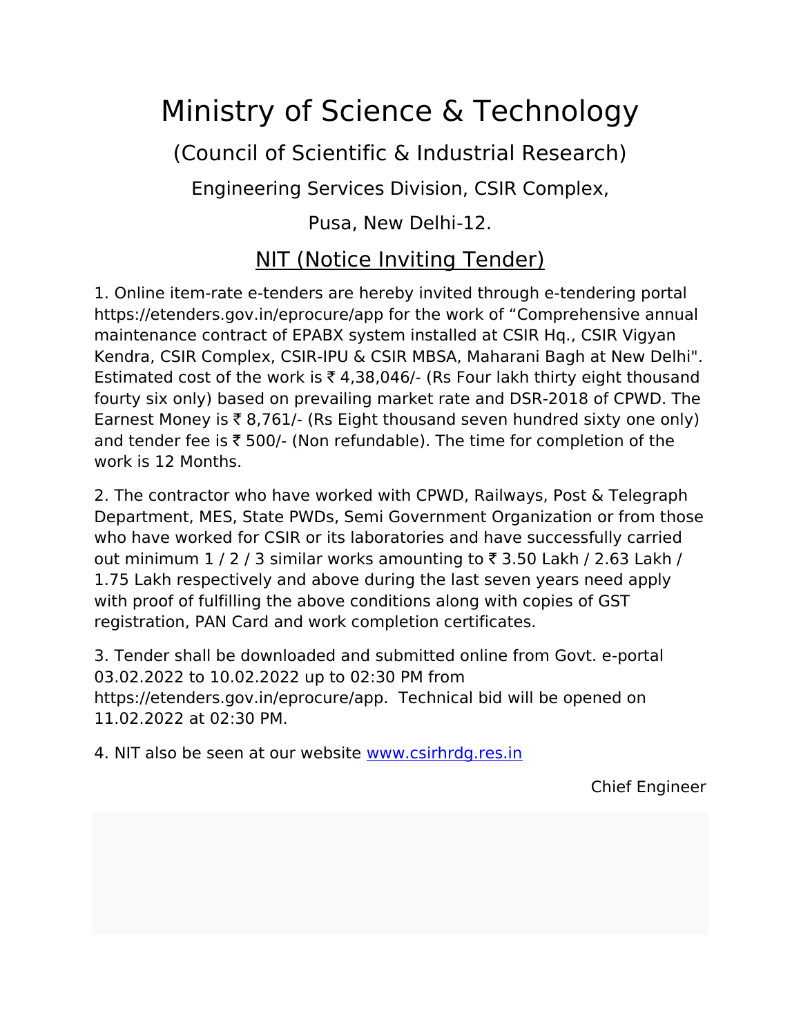# Ministry of Science & Technology

## (Council of Scientific & Industrial Research)

Engineering Services Division, CSIR Complex,

Pusa, New Delhi-12.

## NIT (Notice Inviting Tender)

1. Online item-rate e-tenders are hereby invited through e-tendering portal https://etenders.gov.in/eprocure/app for the work of "Comprehensive annual maintenance contract of EPABX system installed at CSIR Hq., CSIR Vigyan Kendra, CSIR Complex, CSIR-IPU & CSIR MBSA, Maharani Bagh at New Delhi". Estimated cost of the work is ₹ 4,38,046/- (Rs Four lakh thirty eight thousand fourty six only) based on prevailing market rate and DSR-2018 of CPWD. The Earnest Money is ₹ 8,761/- (Rs Eight thousand seven hundred sixty one only) and tender fee is ₹ 500/- (Non refundable). The time for completion of the work is 12 Months.

2. The contractor who have worked with CPWD, Railways, Post & Telegraph Department, MES, State PWDs, Semi Government Organization or from those who have worked for CSIR or its laboratories and have successfully carried out minimum 1 / 2 / 3 similar works amounting to ₹ 3.50 Lakh / 2.63 Lakh / 1.75 Lakh respectively and above during the last seven years need apply with proof of fulfilling the above conditions along with copies of GST registration, PAN Card and work completion certificates.

3. Tender shall be downloaded and submitted online from Govt. e-portal 03.02.2022 to 10.02.2022 up to 02:30 PM from https://etenders.gov.in/eprocure/app. Technical bid will be opened on 11.02.2022 at 02:30 PM.

4. NIT also be seen at our website www.csirhrdg.res.in

Chief Engineer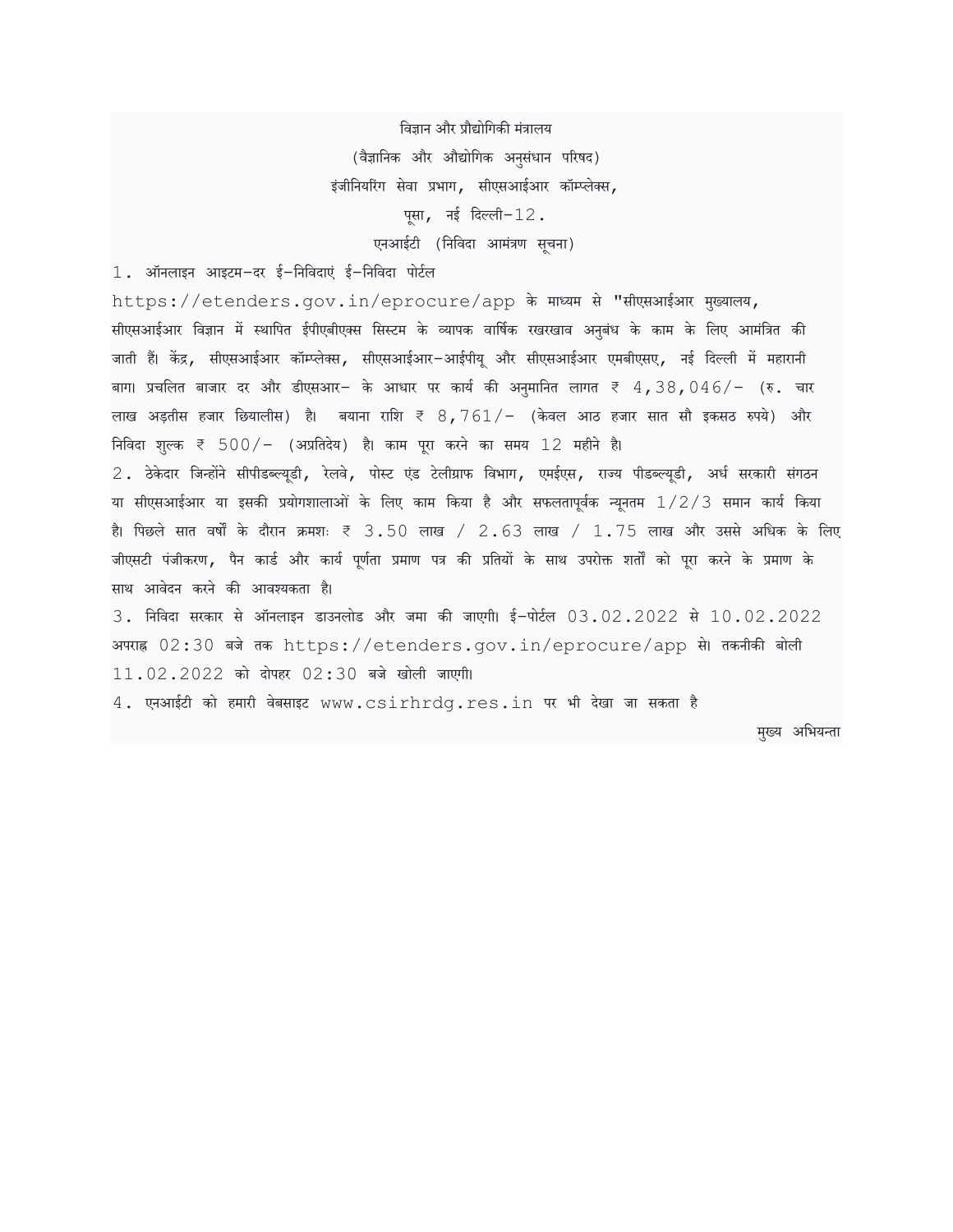विज्ञान और प्रौद्योगिकी मंत्रालय

(वैज्ञानिक और औद्योगिक अनुसंधान परिषद)

इंजीनियरिंग सेवा प्रभाग, सीएसआईआर कॉम्प्लेक्स,

पूसा, नई दिल्ली-12.

एनआईटी (निविदा आमंत्रण सूचना)

1. ऑनलाइन आइटम-दर ई-निविदाएं ई-निविदा पोर्टल https://etenders.gov.in/eprocure/app के माध्यम से "सीएसआईआर मुख्यालय, सीएसआईआर विज्ञान में स्थापित ईपीएबीएक्स सिस्टम के व्यापक वार्षिक रखरखाव अनुबंध के काम के लिए आमंत्रित की जाती हैं। केंद्र, सीएसआईआर कॉम्प्लेक्स, सीएसआईआर-आईपीयू और सीएसआईआर एमबीएसए, नई दिल्ली में महारानी बाग। प्रचलित बाजार दर और डीएसआर- के आधार पर कार्य की अनुमानित लागत ₹ 4,38,046/- (रु. चार लाख अड़तीस हजार छियालीस) है। बयाना राशि ₹ 8,761/- (केवल आठ हजार सात सौ इकसठ रुपये) और निविदा शुल्क ₹ 500/- (अप्रतिदेय) है। काम पूरा करने का समय 12 महीने है।

2. ठेकेदार जिन्होंने सीपीडब्ल्यूडी, रेलवे, पोस्ट एंड टेलीग्राफ विभाग, एमईएस, राज्य पीडब्ल्यूडी, अर्ध सरकारी संगठन या सीएसआईआर या इसकी प्रयोगशालाओं के लिए काम किया है और सफलतापूर्वक न्यूनतम 1/2/3 समान कार्य किया है। पिछले सात वर्षों के दौरान क्रमशः ₹ 3.50 लाख / 2.63 लाख / 1.75 लाख और उससे अधिक के लिए जीएसटी पंजीकरण, पैन कार्ड और कार्य पूर्णता प्रमाण पत्र की प्रतियों के साथ उपरोक्त शर्तों को पूरा करने के प्रमाण के साथ आवेदन करने की आवश्यकता है।

3. निविदा सरकार से ऑनलाइन डाउनलोड और जमा की जाएगी। ई-पोर्टल 03.02.2022 से 10.02.2022 अपराह्न 02:30 बजे तक https://etenders.gov.in/eprocure/app से। तकनीकी बोली 11.02.2022 को दोपहर 02:30 बजे खोली जाएगी।

4. एनआईटी को हमारी वेबसाइट www.csirhrdg.res.in पर भी देखा जा सकता है

मुख्य अभियन्ता